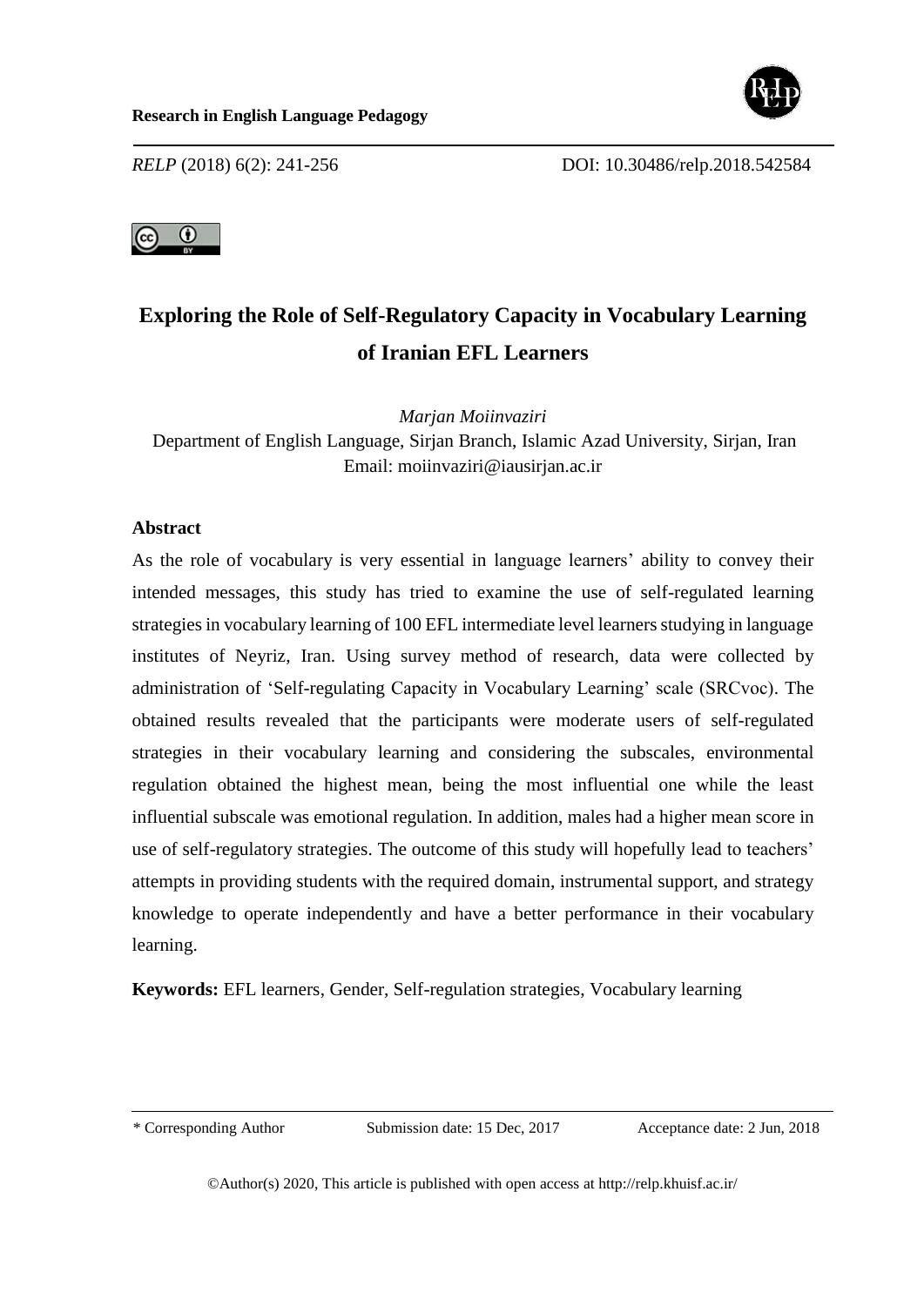# Exploring the Role of Self-Regulatory Capacity in Vocabulary Learning of Iranian EFL Learners

*Marjan Moiinvaziri*

Department of English Language, Sirjan Branch, Islamic Azad University, Sirjan, Iran

Email: moiinvaziri@iausirjan.ac.ir

## Abstract

As the role of vocabulary is very essential in language learners' ability to convey their intended messages, this study has tried to examine the use of self-regulated learning strategies in vocabulary learning of 100 EFL intermediate level learners studying in language institutes of Neyriz, Iran. Using survey method of research, data were collected by administration of 'Self-regulating Capacity in Vocabulary Learning' scale (SRCvoc). The obtained results revealed that the participants were moderate users of self-regulated strategies in their vocabulary learning and considering the subscales, environmental regulation obtained the highest mean, being the most influential one while the least influential subscale was emotional regulation. In addition, males had a higher mean score in use of self-regulatory strategies. The outcome of this study will hopefully lead to teachers' attempts in providing students with the required domain, instrumental support, and strategy knowledge to operate independently and have a better performance in their vocabulary learning.

**Keywords:** EFL learners, Gender, Self-regulation strategies, Vocabulary learning

---

\* Corresponding Author        Submission date: 15 Dec, 2017        Acceptance date: 2 Jun, 2018

©Author(s) 2020, This article is published with open access at http://relp.khuisf.ac.ir/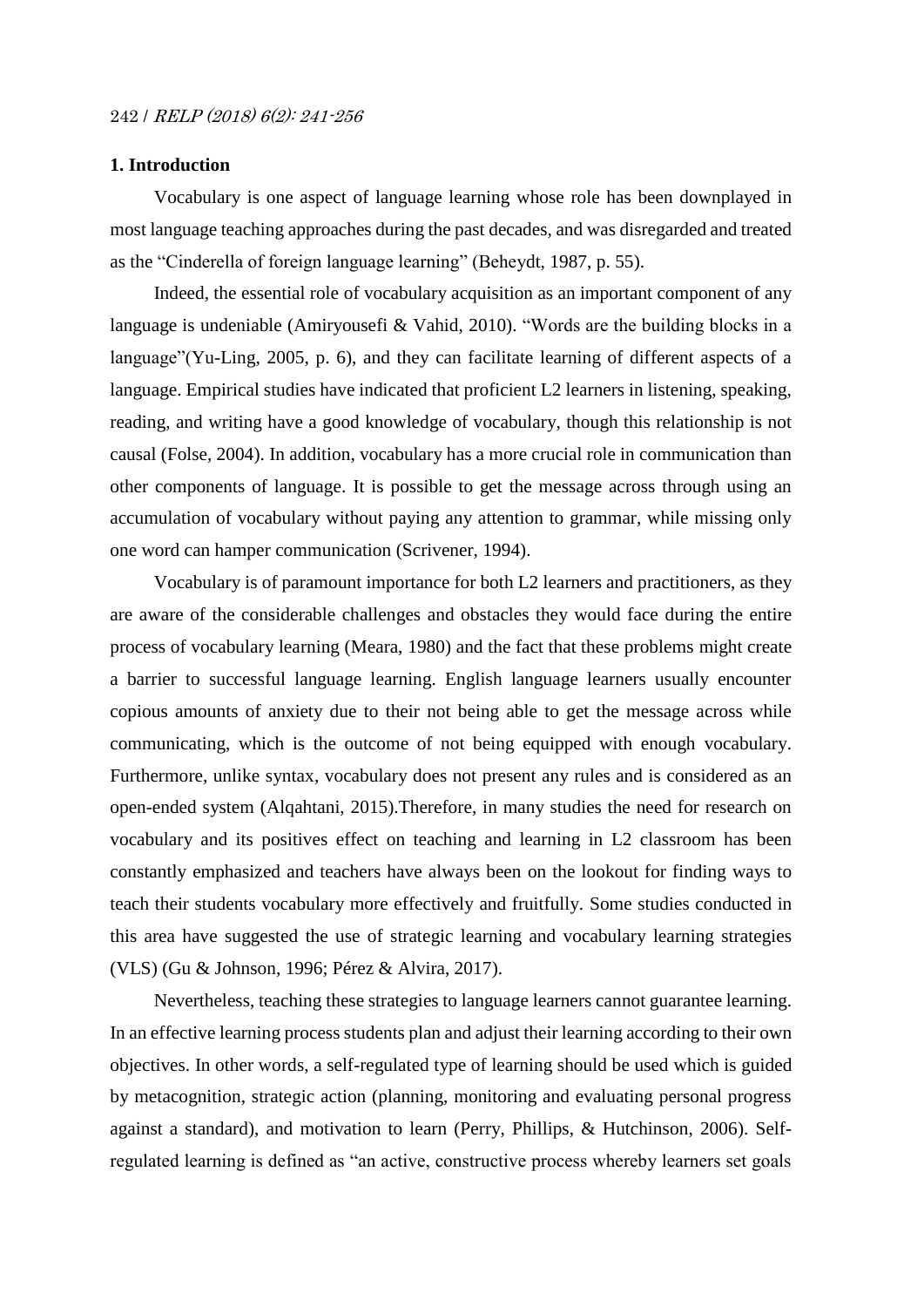## 1. Introduction

Vocabulary is one aspect of language learning whose role has been downplayed in most language teaching approaches during the past decades, and was disregarded and treated as the "Cinderella of foreign language learning" (Beheydt, 1987, p. 55).

Indeed, the essential role of vocabulary acquisition as an important component of any language is undeniable (Amiryousefi & Vahid, 2010). "Words are the building blocks in a language"(Yu-Ling, 2005, p. 6), and they can facilitate learning of different aspects of a language. Empirical studies have indicated that proficient L2 learners in listening, speaking, reading, and writing have a good knowledge of vocabulary, though this relationship is not causal (Folse, 2004). In addition, vocabulary has a more crucial role in communication than other components of language. It is possible to get the message across through using an accumulation of vocabulary without paying any attention to grammar, while missing only one word can hamper communication (Scrivener, 1994).

Vocabulary is of paramount importance for both L2 learners and practitioners, as they are aware of the considerable challenges and obstacles they would face during the entire process of vocabulary learning (Meara, 1980) and the fact that these problems might create a barrier to successful language learning. English language learners usually encounter copious amounts of anxiety due to their not being able to get the message across while communicating, which is the outcome of not being equipped with enough vocabulary. Furthermore, unlike syntax, vocabulary does not present any rules and is considered as an open-ended system (Alqahtani, 2015).Therefore, in many studies the need for research on vocabulary and its positives effect on teaching and learning in L2 classroom has been constantly emphasized and teachers have always been on the lookout for finding ways to teach their students vocabulary more effectively and fruitfully. Some studies conducted in this area have suggested the use of strategic learning and vocabulary learning strategies (VLS) (Gu & Johnson, 1996; Pérez & Alvira, 2017).

Nevertheless, teaching these strategies to language learners cannot guarantee learning. In an effective learning process students plan and adjust their learning according to their own objectives. In other words, a self-regulated type of learning should be used which is guided by metacognition, strategic action (planning, monitoring and evaluating personal progress against a standard), and motivation to learn (Perry, Phillips, & Hutchinson, 2006). Self-regulated learning is defined as "an active, constructive process whereby learners set goals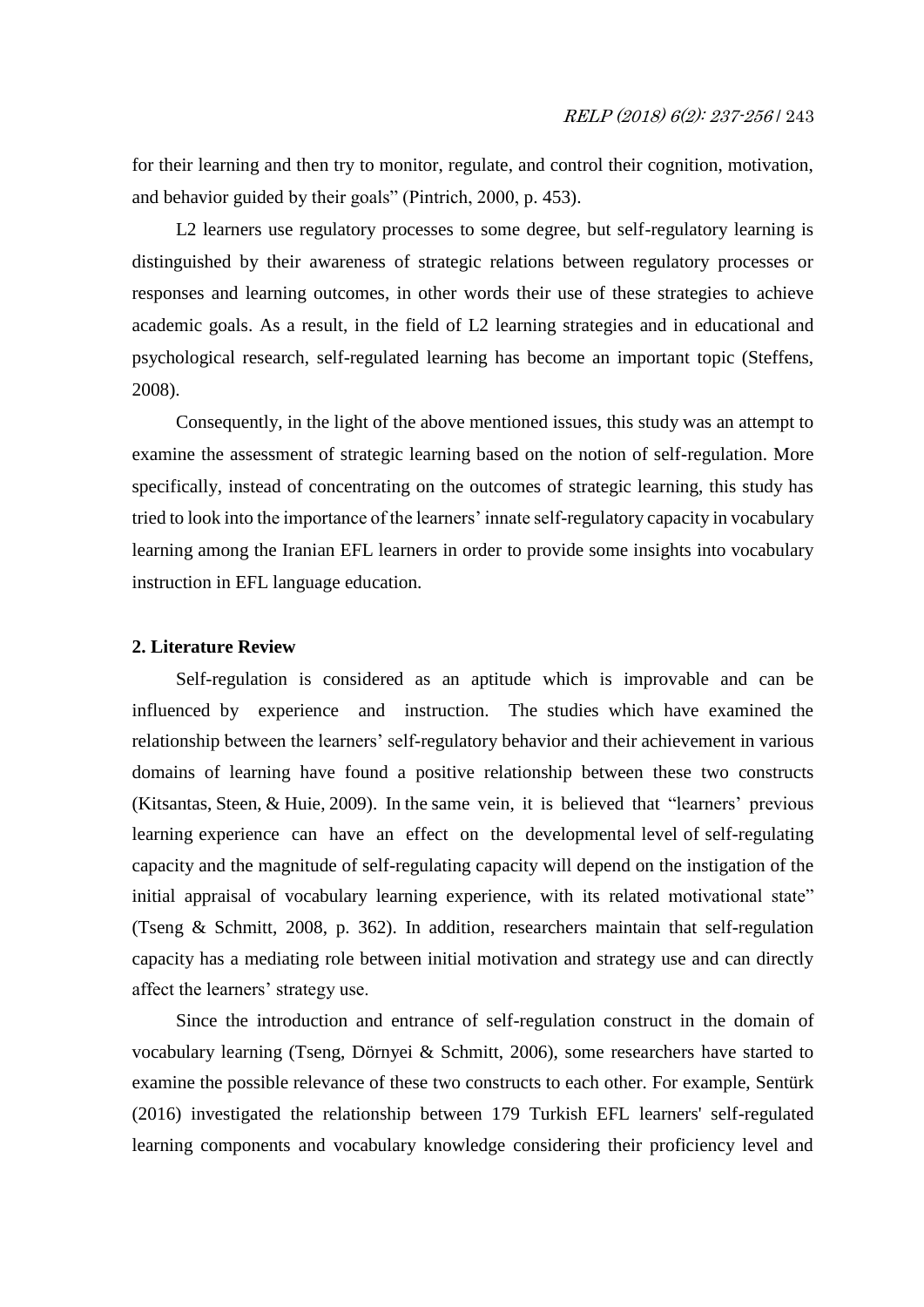for their learning and then try to monitor, regulate, and control their cognition, motivation, and behavior guided by their goals" (Pintrich, 2000, p. 453).

L2 learners use regulatory processes to some degree, but self-regulatory learning is distinguished by their awareness of strategic relations between regulatory processes or responses and learning outcomes, in other words their use of these strategies to achieve academic goals. As a result, in the field of L2 learning strategies and in educational and psychological research, self-regulated learning has become an important topic (Steffens, 2008).

Consequently, in the light of the above mentioned issues, this study was an attempt to examine the assessment of strategic learning based on the notion of self-regulation. More specifically, instead of concentrating on the outcomes of strategic learning, this study has tried to look into the importance of the learners' innate self-regulatory capacity in vocabulary learning among the Iranian EFL learners in order to provide some insights into vocabulary instruction in EFL language education.

## 2. Literature Review

Self-regulation is considered as an aptitude which is improvable and can be influenced by experience and instruction. The studies which have examined the relationship between the learners' self-regulatory behavior and their achievement in various domains of learning have found a positive relationship between these two constructs (Kitsantas, Steen, & Huie, 2009). In the same vein, it is believed that "learners' previous learning experience can have an effect on the developmental level of self-regulating capacity and the magnitude of self-regulating capacity will depend on the instigation of the initial appraisal of vocabulary learning experience, with its related motivational state" (Tseng & Schmitt, 2008, p. 362). In addition, researchers maintain that self-regulation capacity has a mediating role between initial motivation and strategy use and can directly affect the learners' strategy use.

Since the introduction and entrance of self-regulation construct in the domain of vocabulary learning (Tseng, Dörnyei & Schmitt, 2006), some researchers have started to examine the possible relevance of these two constructs to each other. For example, Sentürk (2016) investigated the relationship between 179 Turkish EFL learners' self-regulated learning components and vocabulary knowledge considering their proficiency level and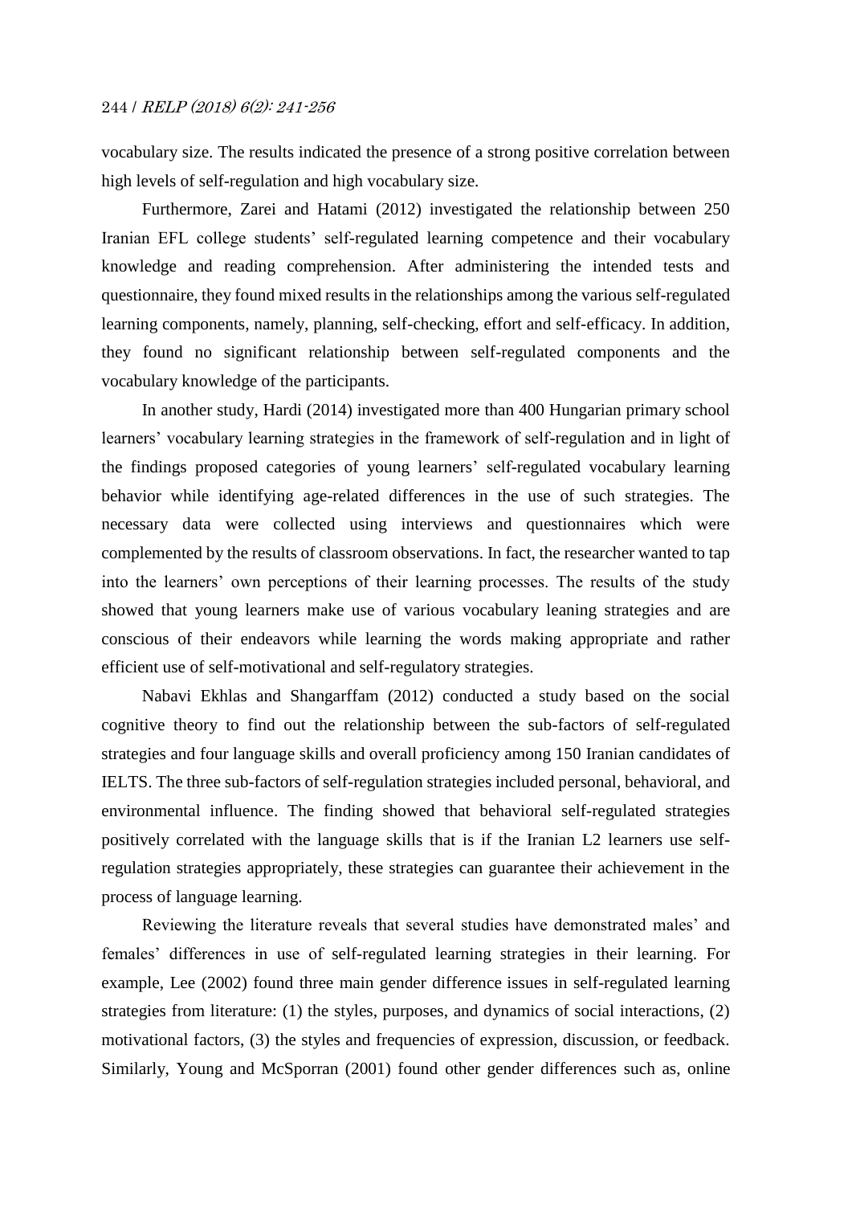vocabulary size. The results indicated the presence of a strong positive correlation between high levels of self-regulation and high vocabulary size.

Furthermore, Zarei and Hatami (2012) investigated the relationship between 250 Iranian EFL college students' self-regulated learning competence and their vocabulary knowledge and reading comprehension. After administering the intended tests and questionnaire, they found mixed results in the relationships among the various self-regulated learning components, namely, planning, self-checking, effort and self-efficacy. In addition, they found no significant relationship between self-regulated components and the vocabulary knowledge of the participants.

In another study, Hardi (2014) investigated more than 400 Hungarian primary school learners' vocabulary learning strategies in the framework of self-regulation and in light of the findings proposed categories of young learners' self-regulated vocabulary learning behavior while identifying age-related differences in the use of such strategies. The necessary data were collected using interviews and questionnaires which were complemented by the results of classroom observations. In fact, the researcher wanted to tap into the learners' own perceptions of their learning processes. The results of the study showed that young learners make use of various vocabulary leaning strategies and are conscious of their endeavors while learning the words making appropriate and rather efficient use of self-motivational and self-regulatory strategies.

Nabavi Ekhlas and Shangarffam (2012) conducted a study based on the social cognitive theory to find out the relationship between the sub-factors of self-regulated strategies and four language skills and overall proficiency among 150 Iranian candidates of IELTS. The three sub-factors of self-regulation strategies included personal, behavioral, and environmental influence. The finding showed that behavioral self-regulated strategies positively correlated with the language skills that is if the Iranian L2 learners use self-regulation strategies appropriately, these strategies can guarantee their achievement in the process of language learning.

Reviewing the literature reveals that several studies have demonstrated males' and females' differences in use of self-regulated learning strategies in their learning. For example, Lee (2002) found three main gender difference issues in self-regulated learning strategies from literature: (1) the styles, purposes, and dynamics of social interactions, (2) motivational factors, (3) the styles and frequencies of expression, discussion, or feedback. Similarly, Young and McSporran (2001) found other gender differences such as, online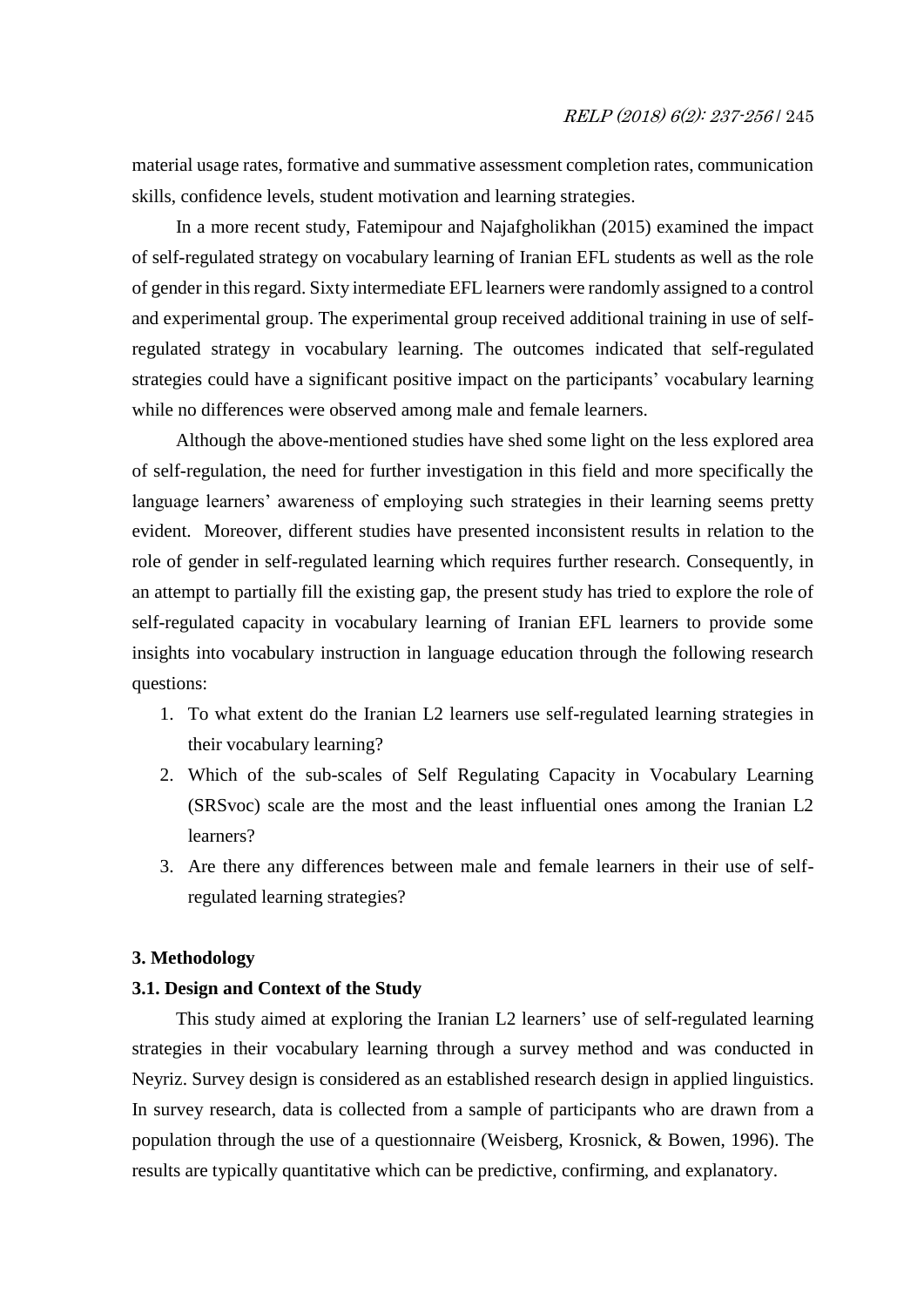material usage rates, formative and summative assessment completion rates, communication skills, confidence levels, student motivation and learning strategies.

In a more recent study, Fatemipour and Najafgholikhan (2015) examined the impact of self-regulated strategy on vocabulary learning of Iranian EFL students as well as the role of gender in this regard. Sixty intermediate EFL learners were randomly assigned to a control and experimental group. The experimental group received additional training in use of self-regulated strategy in vocabulary learning. The outcomes indicated that self-regulated strategies could have a significant positive impact on the participants' vocabulary learning while no differences were observed among male and female learners.

Although the above-mentioned studies have shed some light on the less explored area of self-regulation, the need for further investigation in this field and more specifically the language learners' awareness of employing such strategies in their learning seems pretty evident. Moreover, different studies have presented inconsistent results in relation to the role of gender in self-regulated learning which requires further research. Consequently, in an attempt to partially fill the existing gap, the present study has tried to explore the role of self-regulated capacity in vocabulary learning of Iranian EFL learners to provide some insights into vocabulary instruction in language education through the following research questions:

1. To what extent do the Iranian L2 learners use self-regulated learning strategies in their vocabulary learning?
2. Which of the sub-scales of Self Regulating Capacity in Vocabulary Learning (SRSvoc) scale are the most and the least influential ones among the Iranian L2 learners?
3. Are there any differences between male and female learners in their use of self-regulated learning strategies?

## 3. Methodology

### 3.1. Design and Context of the Study

This study aimed at exploring the Iranian L2 learners' use of self-regulated learning strategies in their vocabulary learning through a survey method and was conducted in Neyriz. Survey design is considered as an established research design in applied linguistics. In survey research, data is collected from a sample of participants who are drawn from a population through the use of a questionnaire (Weisberg, Krosnick, & Bowen, 1996). The results are typically quantitative which can be predictive, confirming, and explanatory.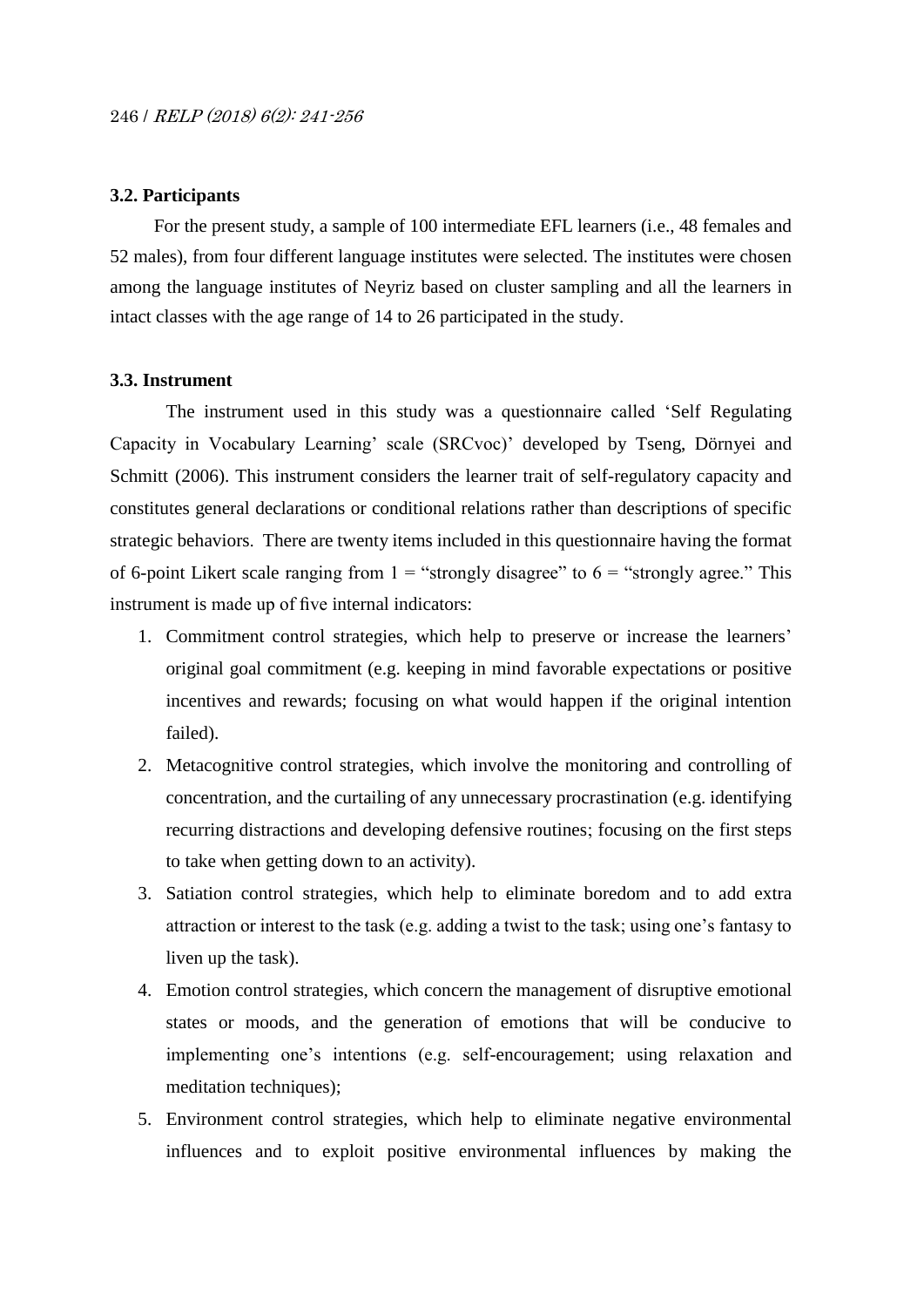### 3.2. Participants

For the present study, a sample of 100 intermediate EFL learners (i.e., 48 females and 52 males), from four different language institutes were selected. The institutes were chosen among the language institutes of Neyriz based on cluster sampling and all the learners in intact classes with the age range of 14 to 26 participated in the study.

### 3.3. Instrument

The instrument used in this study was a questionnaire called 'Self Regulating Capacity in Vocabulary Learning' scale (SRCvoc)' developed by Tseng, Dörnyei and Schmitt (2006). This instrument considers the learner trait of self-regulatory capacity and constitutes general declarations or conditional relations rather than descriptions of specific strategic behaviors. There are twenty items included in this questionnaire having the format of 6-point Likert scale ranging from 1 = "strongly disagree" to 6 = "strongly agree." This instrument is made up of five internal indicators:

1. Commitment control strategies, which help to preserve or increase the learners' original goal commitment (e.g. keeping in mind favorable expectations or positive incentives and rewards; focusing on what would happen if the original intention failed).
2. Metacognitive control strategies, which involve the monitoring and controlling of concentration, and the curtailing of any unnecessary procrastination (e.g. identifying recurring distractions and developing defensive routines; focusing on the first steps to take when getting down to an activity).
3. Satiation control strategies, which help to eliminate boredom and to add extra attraction or interest to the task (e.g. adding a twist to the task; using one's fantasy to liven up the task).
4. Emotion control strategies, which concern the management of disruptive emotional states or moods, and the generation of emotions that will be conducive to implementing one's intentions (e.g. self-encouragement; using relaxation and meditation techniques);
5. Environment control strategies, which help to eliminate negative environmental influences and to exploit positive environmental influences by making the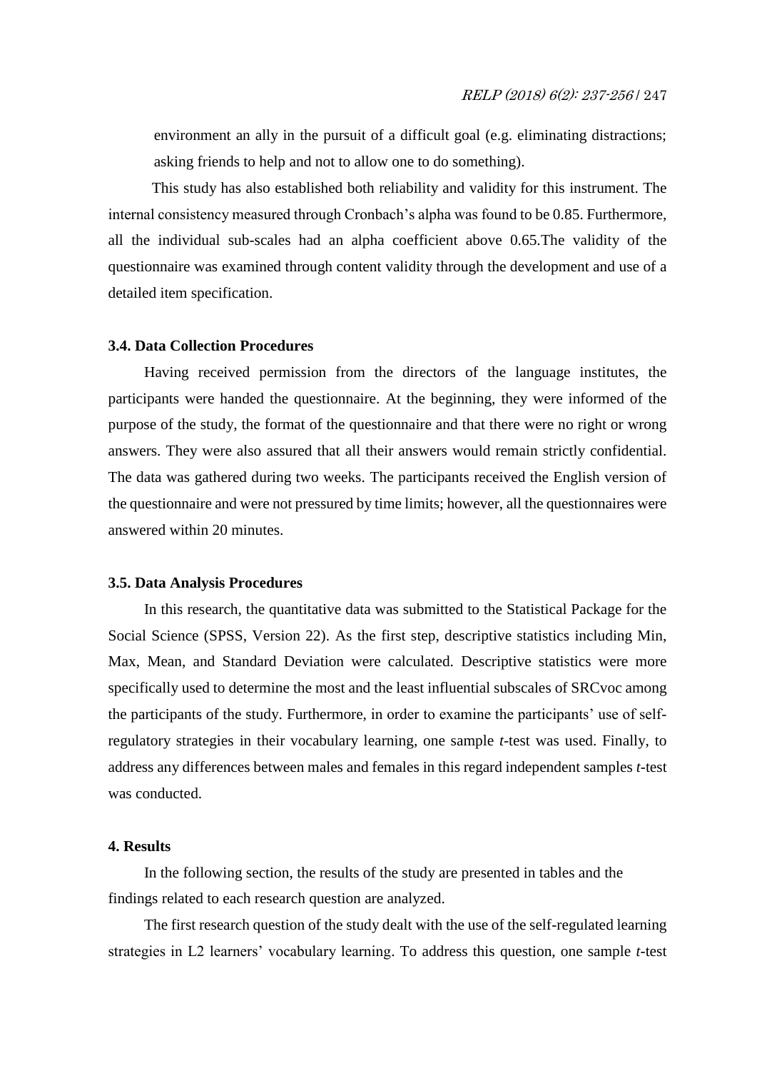environment an ally in the pursuit of a difficult goal (e.g. eliminating distractions; asking friends to help and not to allow one to do something).

This study has also established both reliability and validity for this instrument. The internal consistency measured through Cronbach's alpha was found to be 0.85. Furthermore, all the individual sub-scales had an alpha coefficient above 0.65.The validity of the questionnaire was examined through content validity through the development and use of a detailed item specification.

### 3.4. Data Collection Procedures

Having received permission from the directors of the language institutes, the participants were handed the questionnaire. At the beginning, they were informed of the purpose of the study, the format of the questionnaire and that there were no right or wrong answers. They were also assured that all their answers would remain strictly confidential. The data was gathered during two weeks. The participants received the English version of the questionnaire and were not pressured by time limits; however, all the questionnaires were answered within 20 minutes.

### 3.5. Data Analysis Procedures

In this research, the quantitative data was submitted to the Statistical Package for the Social Science (SPSS, Version 22). As the first step, descriptive statistics including Min, Max, Mean, and Standard Deviation were calculated. Descriptive statistics were more specifically used to determine the most and the least influential subscales of SRCvoc among the participants of the study. Furthermore, in order to examine the participants' use of self-regulatory strategies in their vocabulary learning, one sample *t*-test was used. Finally, to address any differences between males and females in this regard independent samples *t*-test was conducted.

## 4. Results

In the following section, the results of the study are presented in tables and the findings related to each research question are analyzed.

The first research question of the study dealt with the use of the self-regulated learning strategies in L2 learners' vocabulary learning. To address this question, one sample *t*-test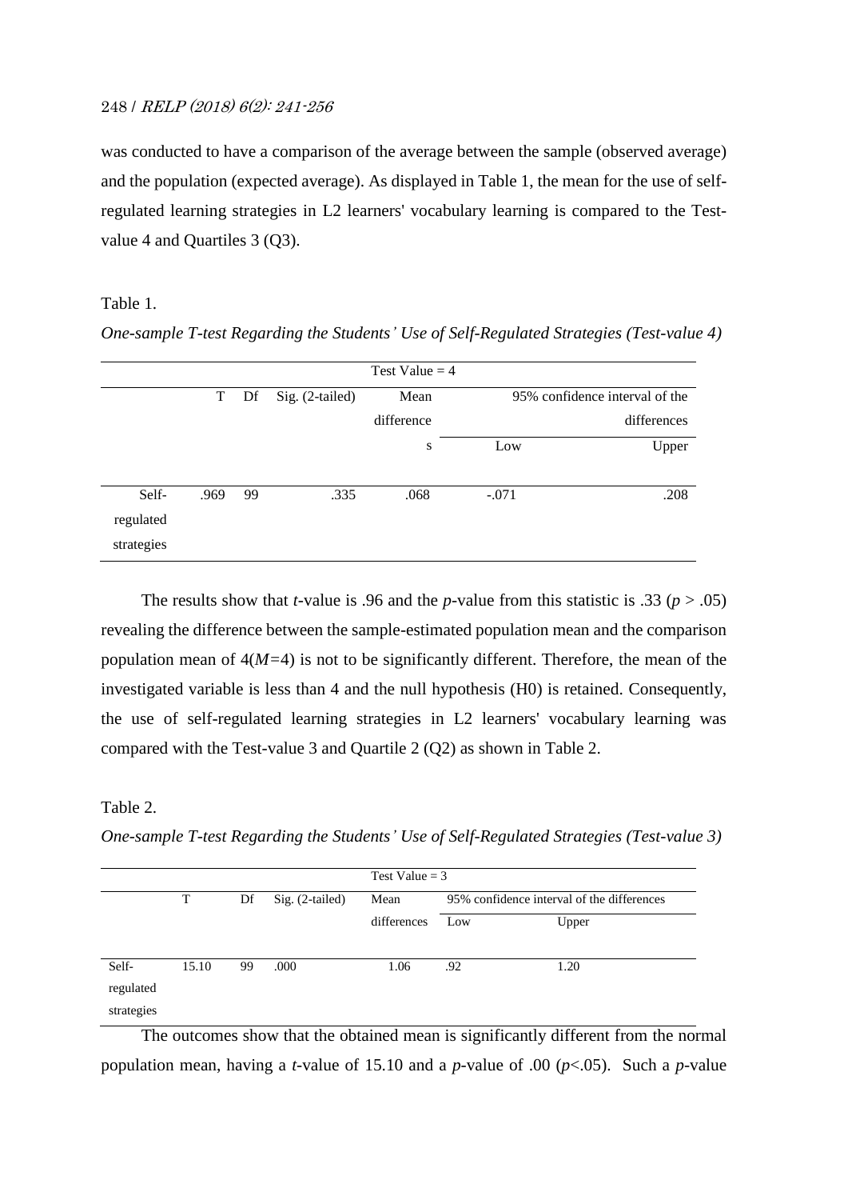was conducted to have a comparison of the average between the sample (observed average) and the population (expected average). As displayed in Table 1, the mean for the use of self-regulated learning strategies in L2 learners' vocabulary learning is compared to the Test-value 4 and Quartiles 3 (Q3).

Table 1.

*One-sample T-test Regarding the Students' Use of Self-Regulated Strategies (Test-value 4)*

| | Test Value = 4 | | | | | |
|---|---|---|---|---|---|---|
| | T | Df | Sig. (2-tailed) | Mean differences | 95% confidence interval of the differences | |
| | | | | | Low | Upper |
| Self-regulated strategies | .969 | 99 | .335 | .068 | -.071 | .208 |

The results show that *t*-value is .96 and the *p*-value from this statistic is .33 ($p > .05$) revealing the difference between the sample-estimated population mean and the comparison population mean of 4($M=4$) is not to be significantly different. Therefore, the mean of the investigated variable is less than 4 and the null hypothesis (H0) is retained. Consequently, the use of self-regulated learning strategies in L2 learners' vocabulary learning was compared with the Test-value 3 and Quartile 2 (Q2) as shown in Table 2.

Table 2.

*One-sample T-test Regarding the Students' Use of Self-Regulated Strategies (Test-value 3)*

| | Test Value = 3 | | | | | |
|---|---|---|---|---|---|---|
| | T | Df | Sig. (2-tailed) | Mean differences | 95% confidence interval of the differences | |
| | | | | | Low | Upper |
| Self-regulated strategies | 15.10 | 99 | .000 | 1.06 | .92 | 1.20 |

The outcomes show that the obtained mean is significantly different from the normal population mean, having a *t*-value of 15.10 and a *p*-value of .00 ($p<.05$). Such a *p*-value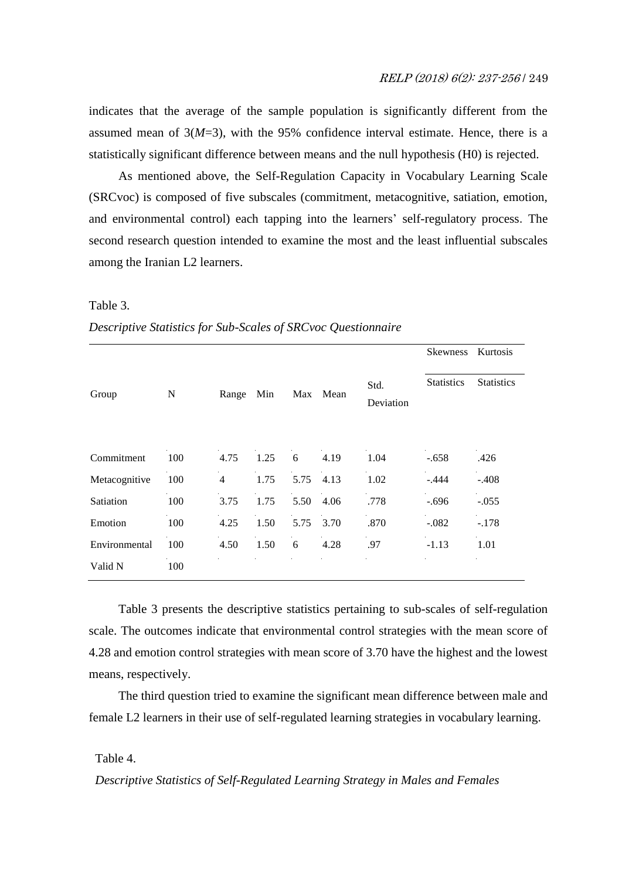indicates that the average of the sample population is significantly different from the assumed mean of 3($M$=3), with the 95% confidence interval estimate. Hence, there is a statistically significant difference between means and the null hypothesis (H0) is rejected.

As mentioned above, the Self-Regulation Capacity in Vocabulary Learning Scale (SRCvoc) is composed of five subscales (commitment, metacognitive, satiation, emotion, and environmental control) each tapping into the learners' self-regulatory process. The second research question intended to examine the most and the least influential subscales among the Iranian L2 learners.

Table 3.

*Descriptive Statistics for Sub-Scales of SRCvoc Questionnaire*

| Group | N | Range | Min | Max | Mean | Std. Deviation | Skewness | Kurtosis |
|---|---|---|---|---|---|---|---|---|
| | | | | | | | Statistics | Statistics |
| Commitment | 100 | 4.75 | 1.25 | 6 | 4.19 | 1.04 | -.658 | .426 |
| Metacognitive | 100 | 4 | 1.75 | 5.75 | 4.13 | 1.02 | -.444 | -.408 |
| Satiation | 100 | 3.75 | 1.75 | 5.50 | 4.06 | .778 | -.696 | -.055 |
| Emotion | 100 | 4.25 | 1.50 | 5.75 | 3.70 | .870 | -.082 | -.178 |
| Environmental | 100 | 4.50 | 1.50 | 6 | 4.28 | .97 | -1.13 | 1.01 |
| Valid N | 100 | | | | | | | |

Table 3 presents the descriptive statistics pertaining to sub-scales of self-regulation scale. The outcomes indicate that environmental control strategies with the mean score of 4.28 and emotion control strategies with mean score of 3.70 have the highest and the lowest means, respectively.

The third question tried to examine the significant mean difference between male and female L2 learners in their use of self-regulated learning strategies in vocabulary learning.

Table 4.

*Descriptive Statistics of Self-Regulated Learning Strategy in Males and Females*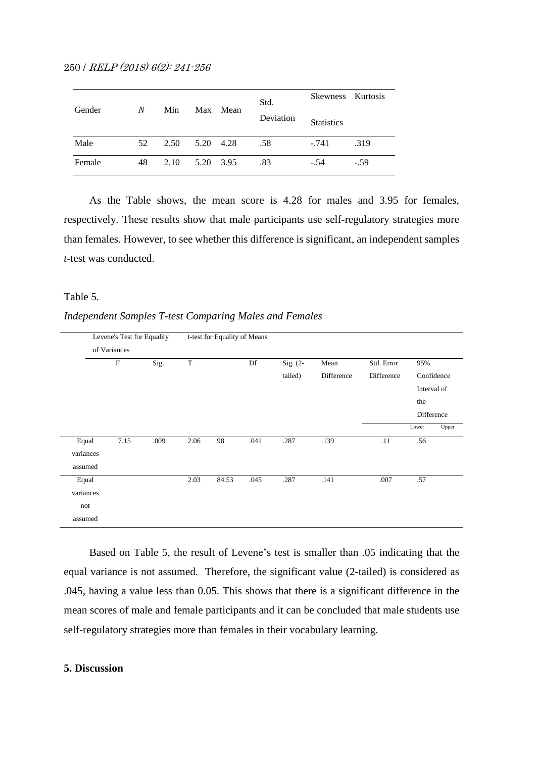| Gender | *N* | Min | Max | Mean | Std. Deviation | Skewness Statistics | Kurtosis |
|---|---|---|---|---|---|---|---|
| Male | 52 | 2.50 | 5.20 | 4.28 | .58 | -.741 | .319 |
| Female | 48 | 2.10 | 5.20 | 3.95 | .83 | -.54 | -.59 |

As the Table shows, the mean score is 4.28 for males and 3.95 for females, respectively. These results show that male participants use self-regulatory strategies more than females. However, to see whether this difference is significant, an independent samples *t*-test was conducted.

Table 5.

*Independent Samples T-test Comparing Males and Females*

| | Levene's Test for Equality of Variances | | t-test for Equality of Means | | | | | | | |
|---|---|---|---|---|---|---|---|---|---|---|
| | F | Sig. | T | | Df | Sig. (2-tailed) | Mean Difference | Std. Error Difference | 95% Confidence Interval of the Difference | |
| | | | | | | | | | Lower | Upper |
| Equal variances assumed | 7.15 | .009 | 2.06 | 98 | .041 | .287 | .139 | .11 | .56 | |
| Equal variances not assumed | | | 2.03 | 84.53 | .045 | .287 | .141 | .007 | .57 | |

Based on Table 5, the result of Levene's test is smaller than .05 indicating that the equal variance is not assumed. Therefore, the significant value (2-tailed) is considered as .045, having a value less than 0.05. This shows that there is a significant difference in the mean scores of male and female participants and it can be concluded that male students use self-regulatory strategies more than females in their vocabulary learning.

## 5. Discussion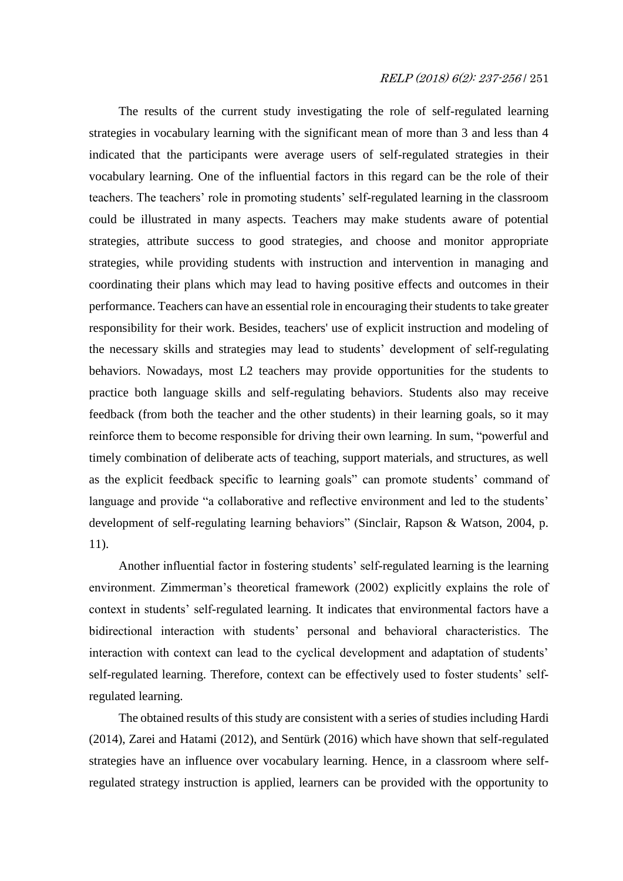The results of the current study investigating the role of self-regulated learning strategies in vocabulary learning with the significant mean of more than 3 and less than 4 indicated that the participants were average users of self-regulated strategies in their vocabulary learning. One of the influential factors in this regard can be the role of their teachers. The teachers' role in promoting students' self-regulated learning in the classroom could be illustrated in many aspects. Teachers may make students aware of potential strategies, attribute success to good strategies, and choose and monitor appropriate strategies, while providing students with instruction and intervention in managing and coordinating their plans which may lead to having positive effects and outcomes in their performance. Teachers can have an essential role in encouraging their students to take greater responsibility for their work. Besides, teachers' use of explicit instruction and modeling of the necessary skills and strategies may lead to students' development of self-regulating behaviors. Nowadays, most L2 teachers may provide opportunities for the students to practice both language skills and self-regulating behaviors. Students also may receive feedback (from both the teacher and the other students) in their learning goals, so it may reinforce them to become responsible for driving their own learning. In sum, "powerful and timely combination of deliberate acts of teaching, support materials, and structures, as well as the explicit feedback specific to learning goals" can promote students' command of language and provide "a collaborative and reflective environment and led to the students' development of self-regulating learning behaviors" (Sinclair, Rapson & Watson, 2004, p. 11).

Another influential factor in fostering students' self-regulated learning is the learning environment. Zimmerman's theoretical framework (2002) explicitly explains the role of context in students' self-regulated learning. It indicates that environmental factors have a bidirectional interaction with students' personal and behavioral characteristics. The interaction with context can lead to the cyclical development and adaptation of students' self-regulated learning. Therefore, context can be effectively used to foster students' self-regulated learning.

The obtained results of this study are consistent with a series of studies including Hardi (2014), Zarei and Hatami (2012), and Sentürk (2016) which have shown that self-regulated strategies have an influence over vocabulary learning. Hence, in a classroom where self-regulated strategy instruction is applied, learners can be provided with the opportunity to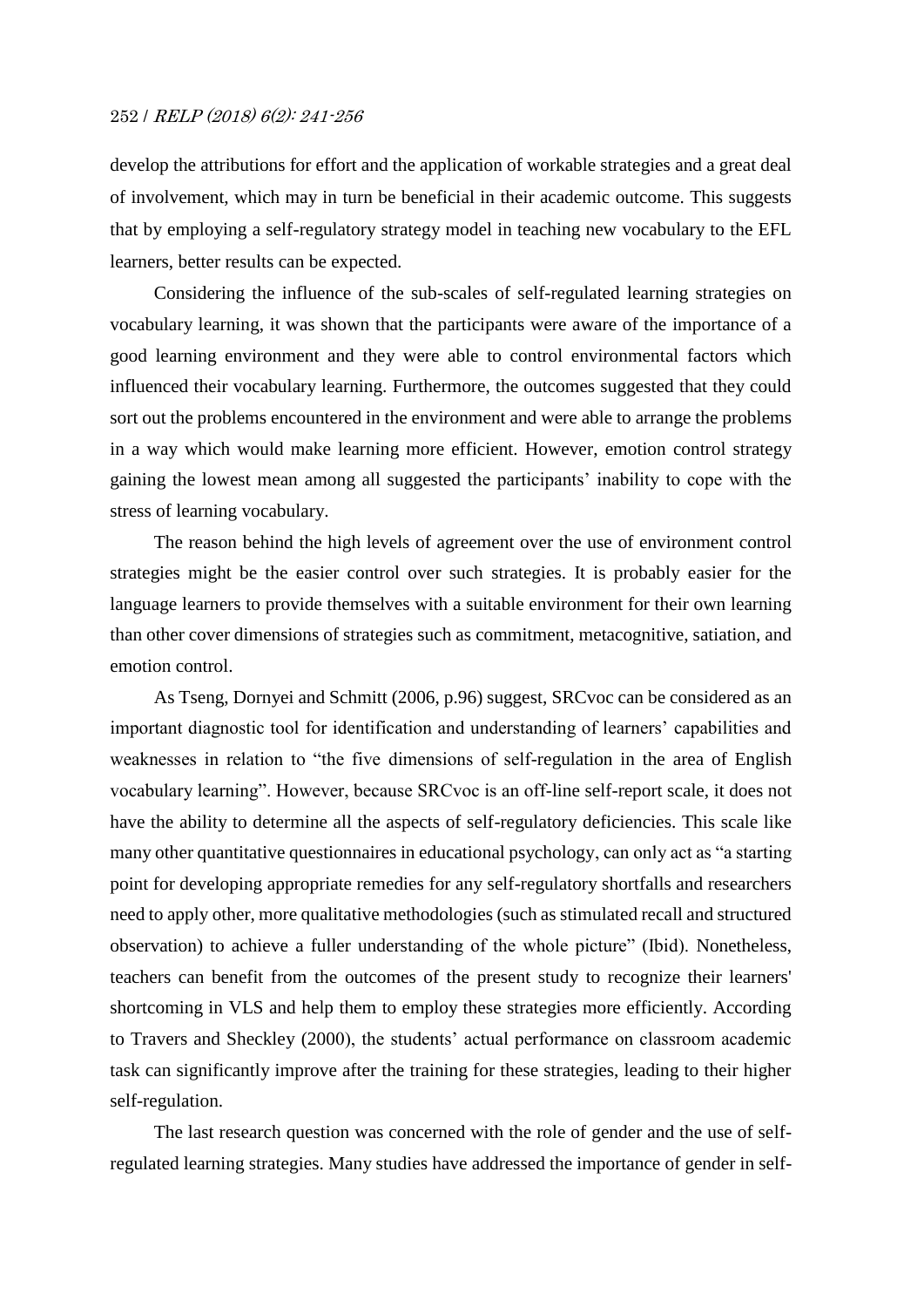develop the attributions for effort and the application of workable strategies and a great deal of involvement, which may in turn be beneficial in their academic outcome. This suggests that by employing a self-regulatory strategy model in teaching new vocabulary to the EFL learners, better results can be expected.

Considering the influence of the sub-scales of self-regulated learning strategies on vocabulary learning, it was shown that the participants were aware of the importance of a good learning environment and they were able to control environmental factors which influenced their vocabulary learning. Furthermore, the outcomes suggested that they could sort out the problems encountered in the environment and were able to arrange the problems in a way which would make learning more efficient. However, emotion control strategy gaining the lowest mean among all suggested the participants' inability to cope with the stress of learning vocabulary.

The reason behind the high levels of agreement over the use of environment control strategies might be the easier control over such strategies. It is probably easier for the language learners to provide themselves with a suitable environment for their own learning than other cover dimensions of strategies such as commitment, metacognitive, satiation, and emotion control.

As Tseng, Dornyei and Schmitt (2006, p.96) suggest, SRCvoc can be considered as an important diagnostic tool for identification and understanding of learners' capabilities and weaknesses in relation to "the five dimensions of self-regulation in the area of English vocabulary learning". However, because SRCvoc is an off-line self-report scale, it does not have the ability to determine all the aspects of self-regulatory deficiencies. This scale like many other quantitative questionnaires in educational psychology, can only act as "a starting point for developing appropriate remedies for any self-regulatory shortfalls and researchers need to apply other, more qualitative methodologies (such as stimulated recall and structured observation) to achieve a fuller understanding of the whole picture" (Ibid). Nonetheless, teachers can benefit from the outcomes of the present study to recognize their learners' shortcoming in VLS and help them to employ these strategies more efficiently. According to Travers and Sheckley (2000), the students' actual performance on classroom academic task can significantly improve after the training for these strategies, leading to their higher self-regulation.

The last research question was concerned with the role of gender and the use of self-regulated learning strategies. Many studies have addressed the importance of gender in self-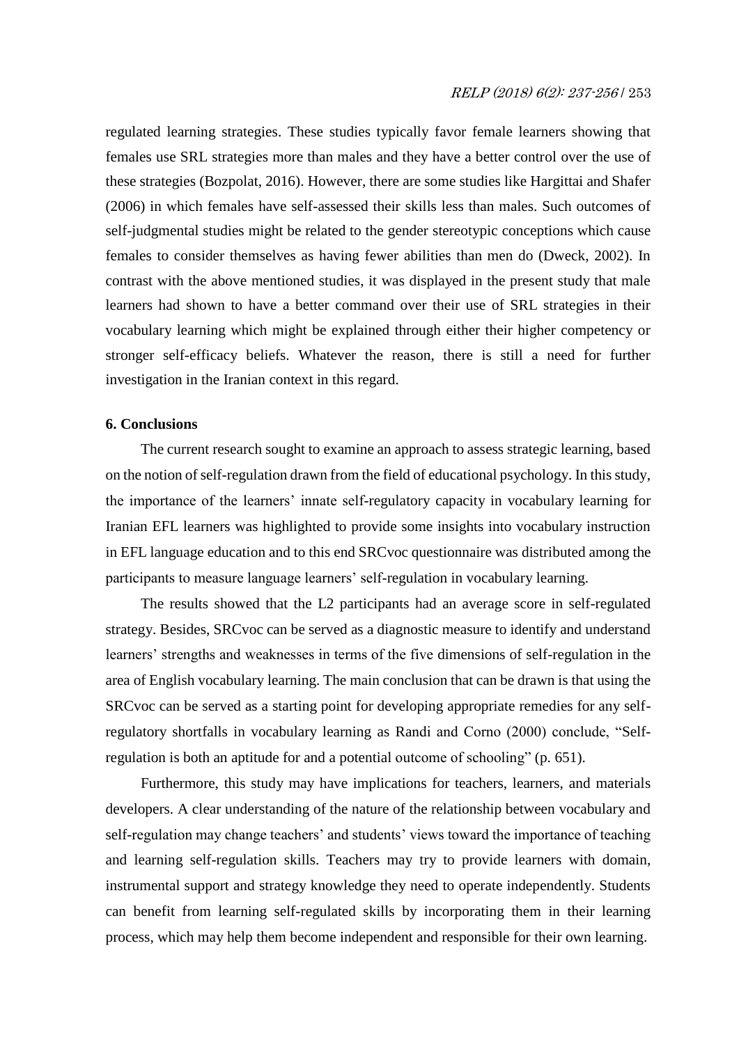regulated learning strategies. These studies typically favor female learners showing that females use SRL strategies more than males and they have a better control over the use of these strategies (Bozpolat, 2016). However, there are some studies like Hargittai and Shafer (2006) in which females have self-assessed their skills less than males. Such outcomes of self-judgmental studies might be related to the gender stereotypic conceptions which cause females to consider themselves as having fewer abilities than men do (Dweck, 2002). In contrast with the above mentioned studies, it was displayed in the present study that male learners had shown to have a better command over their use of SRL strategies in their vocabulary learning which might be explained through either their higher competency or stronger self-efficacy beliefs. Whatever the reason, there is still a need for further investigation in the Iranian context in this regard.

## 6. Conclusions

The current research sought to examine an approach to assess strategic learning, based on the notion of self-regulation drawn from the field of educational psychology. In this study, the importance of the learners' innate self-regulatory capacity in vocabulary learning for Iranian EFL learners was highlighted to provide some insights into vocabulary instruction in EFL language education and to this end SRCvoc questionnaire was distributed among the participants to measure language learners' self-regulation in vocabulary learning.

The results showed that the L2 participants had an average score in self-regulated strategy. Besides, SRCvoc can be served as a diagnostic measure to identify and understand learners' strengths and weaknesses in terms of the five dimensions of self-regulation in the area of English vocabulary learning. The main conclusion that can be drawn is that using the SRCvoc can be served as a starting point for developing appropriate remedies for any self-regulatory shortfalls in vocabulary learning as Randi and Corno (2000) conclude, "Self-regulation is both an aptitude for and a potential outcome of schooling" (p. 651).

Furthermore, this study may have implications for teachers, learners, and materials developers. A clear understanding of the nature of the relationship between vocabulary and self-regulation may change teachers' and students' views toward the importance of teaching and learning self-regulation skills. Teachers may try to provide learners with domain, instrumental support and strategy knowledge they need to operate independently. Students can benefit from learning self-regulated skills by incorporating them in their learning process, which may help them become independent and responsible for their own learning.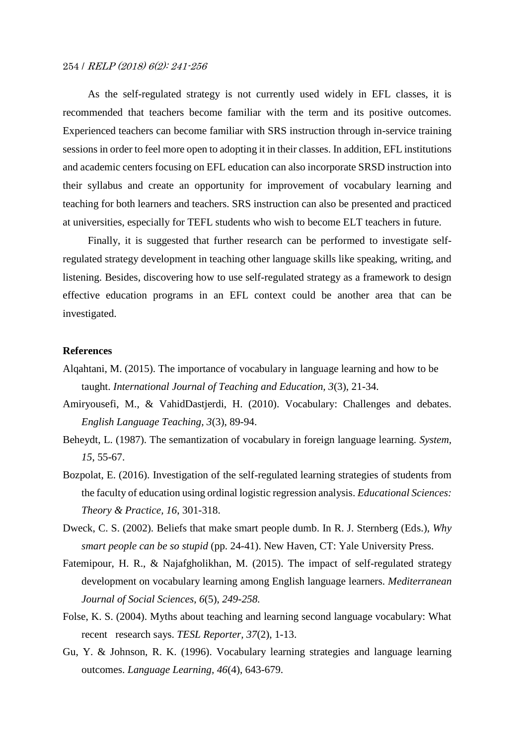As the self-regulated strategy is not currently used widely in EFL classes, it is recommended that teachers become familiar with the term and its positive outcomes. Experienced teachers can become familiar with SRS instruction through in-service training sessions in order to feel more open to adopting it in their classes. In addition, EFL institutions and academic centers focusing on EFL education can also incorporate SRSD instruction into their syllabus and create an opportunity for improvement of vocabulary learning and teaching for both learners and teachers. SRS instruction can also be presented and practiced at universities, especially for TEFL students who wish to become ELT teachers in future.

Finally, it is suggested that further research can be performed to investigate self-regulated strategy development in teaching other language skills like speaking, writing, and listening. Besides, discovering how to use self-regulated strategy as a framework to design effective education programs in an EFL context could be another area that can be investigated.

**References**

Alqahtani, M. (2015). The importance of vocabulary in language learning and how to be taught. *International Journal of Teaching and Education, 3*(3), 21-34.

Amiryousefi, M., & VahidDastjerdi, H. (2010). Vocabulary: Challenges and debates. *English Language Teaching, 3*(3), 89-94.

Beheydt, L. (1987). The semantization of vocabulary in foreign language learning. *System*, *15*, 55-67.

Bozpolat, E. (2016). Investigation of the self-regulated learning strategies of students from the faculty of education using ordinal logistic regression analysis. *Educational Sciences: Theory & Practice*, *16*, 301-318.

Dweck, C. S. (2002). Beliefs that make smart people dumb. In R. J. Sternberg (Eds.), *Why smart people can be so stupid* (pp. 24-41). New Haven, CT: Yale University Press.

Fatemipour, H. R., & Najafgholikhan, M. (2015). The impact of self-regulated strategy development on vocabulary learning among English language learners. *Mediterranean Journal of Social Sciences*, *6*(5), *249-258.*

Folse, K. S. (2004). Myths about teaching and learning second language vocabulary: What recent research says. *TESL Reporter, 37*(2), 1-13.

Gu, Y. & Johnson, R. K. (1996). Vocabulary learning strategies and language learning outcomes. *Language Learning, 46*(4), 643-679.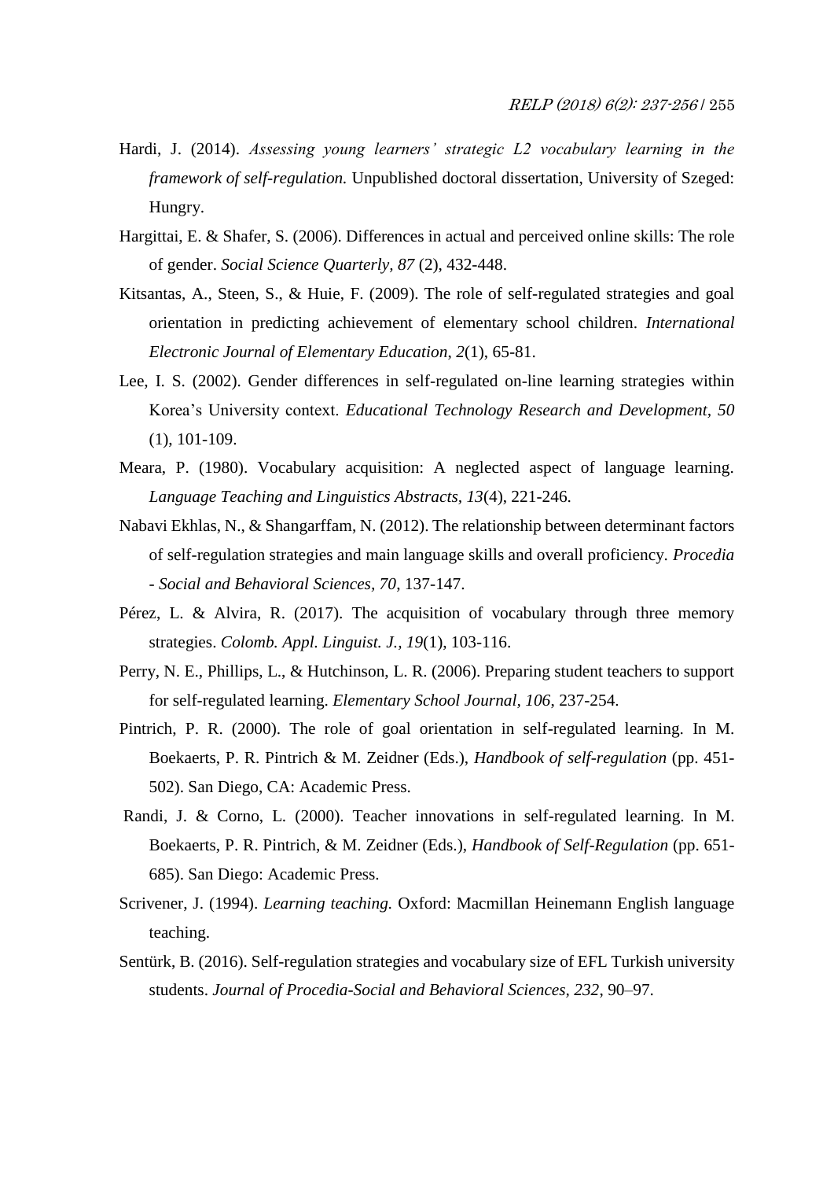Hardi, J. (2014). *Assessing young learners' strategic L2 vocabulary learning in the framework of self-regulation.* Unpublished doctoral dissertation, University of Szeged: Hungry.

Hargittai, E. & Shafer, S. (2006). Differences in actual and perceived online skills: The role of gender. *Social Science Quarterly*, *87* (2), 432-448.

Kitsantas, A., Steen, S., & Huie, F. (2009). The role of self-regulated strategies and goal orientation in predicting achievement of elementary school children. *International Electronic Journal of Elementary Education*, *2*(1), 65-81.

Lee, I. S. (2002). Gender differences in self-regulated on-line learning strategies within Korea's University context. *Educational Technology Research and Development*, *50* (1), 101-109.

Meara, P. (1980). Vocabulary acquisition: A neglected aspect of language learning. *Language Teaching and Linguistics Abstracts, 13*(4), 221-246.

Nabavi Ekhlas, N., & Shangarffam, N. (2012). The relationship between determinant factors of self-regulation strategies and main language skills and overall proficiency. *Procedia - Social and Behavioral Sciences*, *70*, 137-147.

Pérez, L. & Alvira, R. (2017). The acquisition of vocabulary through three memory strategies. *Colomb. Appl. Linguist. J.*, *19*(1), 103-116.

Perry, N. E., Phillips, L., & Hutchinson, L. R. (2006). Preparing student teachers to support for self-regulated learning. *Elementary School Journal*, *106*, 237-254.

Pintrich, P. R. (2000). The role of goal orientation in self-regulated learning. In M. Boekaerts, P. R. Pintrich & M. Zeidner (Eds.), *Handbook of self-regulation* (pp. 451-502). San Diego, CA: Academic Press.

Randi, J. & Corno, L. (2000). Teacher innovations in self-regulated learning. In M. Boekaerts, P. R. Pintrich, & M. Zeidner (Eds.), *Handbook of Self-Regulation* (pp. 651-685). San Diego: Academic Press.

Scrivener, J. (1994). *Learning teaching.* Oxford: Macmillan Heinemann English language teaching.

Sentürk, B. (2016). Self-regulation strategies and vocabulary size of EFL Turkish university students. *Journal of Procedia-Social and Behavioral Sciences, 232*, 90–97.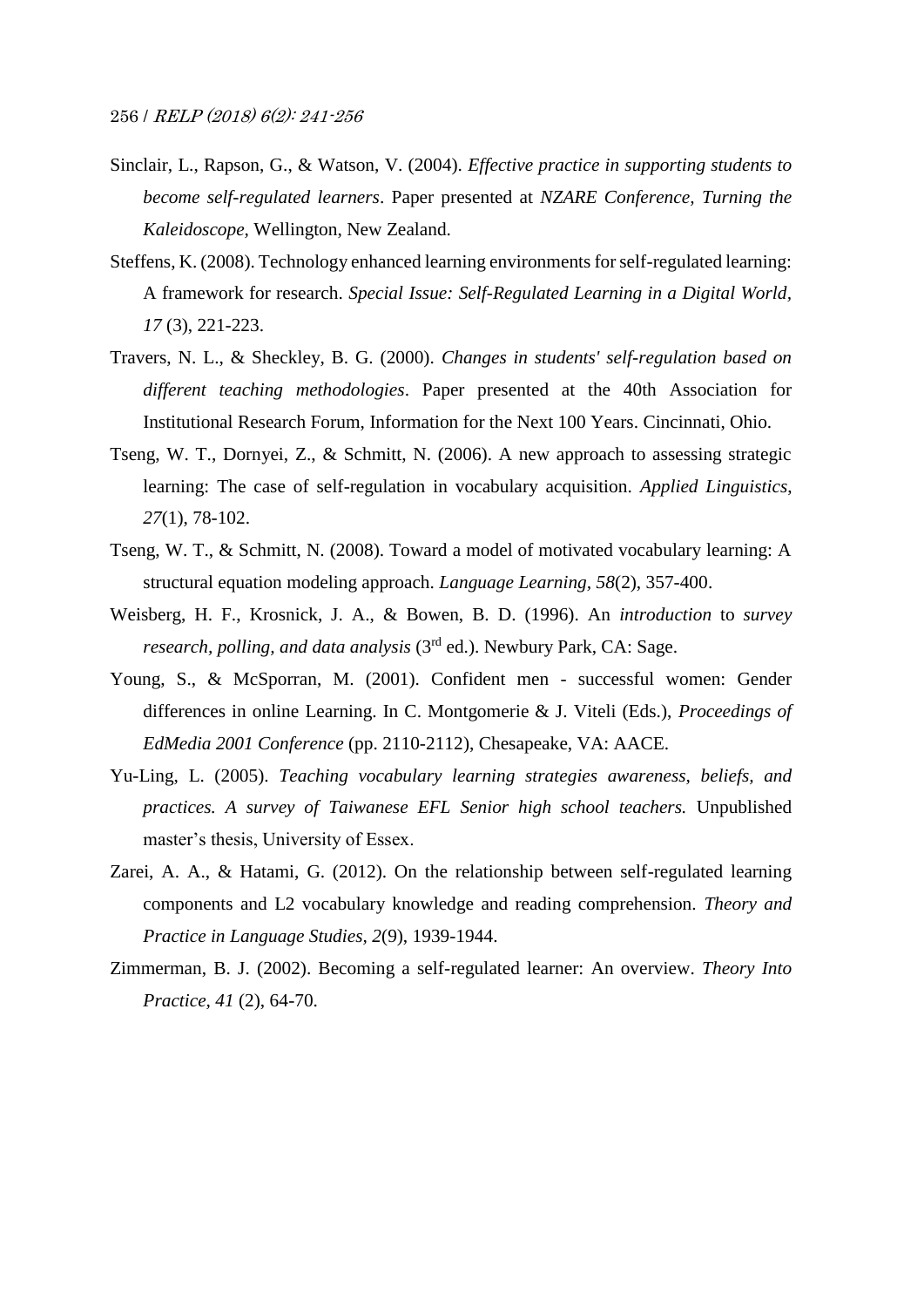Sinclair, L., Rapson, G., & Watson, V. (2004). *Effective practice in supporting students to become self-regulated learners*. Paper presented at *NZARE Conference, Turning the Kaleidoscope,* Wellington, New Zealand.

Steffens, K. (2008). Technology enhanced learning environments for self-regulated learning: A framework for research. *Special Issue: Self-Regulated Learning in a Digital World, 17* (3), 221-223.

Travers, N. L., & Sheckley, B. G. (2000). *Changes in students' self-regulation based on different teaching methodologies*. Paper presented at the 40th Association for Institutional Research Forum, Information for the Next 100 Years. Cincinnati, Ohio.

Tseng, W. T., Dornyei, Z., & Schmitt, N. (2006). A new approach to assessing strategic learning: The case of self-regulation in vocabulary acquisition. *Applied Linguistics*, *27*(1), 78-102.

Tseng, W. T., & Schmitt, N. (2008). Toward a model of motivated vocabulary learning: A structural equation modeling approach. *Language Learning, 58*(2), 357-400.

Weisberg, H. F., Krosnick, J. A., & Bowen, B. D. (1996). An *introduction* to *survey research, polling, and data analysis* (3rd ed.). Newbury Park, CA: Sage.

Young, S., & McSporran, M. (2001). Confident men - successful women: Gender differences in online Learning. In C. Montgomerie & J. Viteli (Eds.), *Proceedings of EdMedia 2001 Conference* (pp. 2110-2112), Chesapeake, VA: AACE.

Yu-Ling, L. (2005). *Teaching vocabulary learning strategies awareness, beliefs, and practices. A survey of Taiwanese EFL Senior high school teachers.* Unpublished master's thesis, University of Essex.

Zarei, A. A., & Hatami, G. (2012). On the relationship between self-regulated learning components and L2 vocabulary knowledge and reading comprehension. *Theory and Practice in Language Studies, 2*(9), 1939-1944.

Zimmerman, B. J. (2002). Becoming a self-regulated learner: An overview. *Theory Into Practice, 41* (2), 64-70.